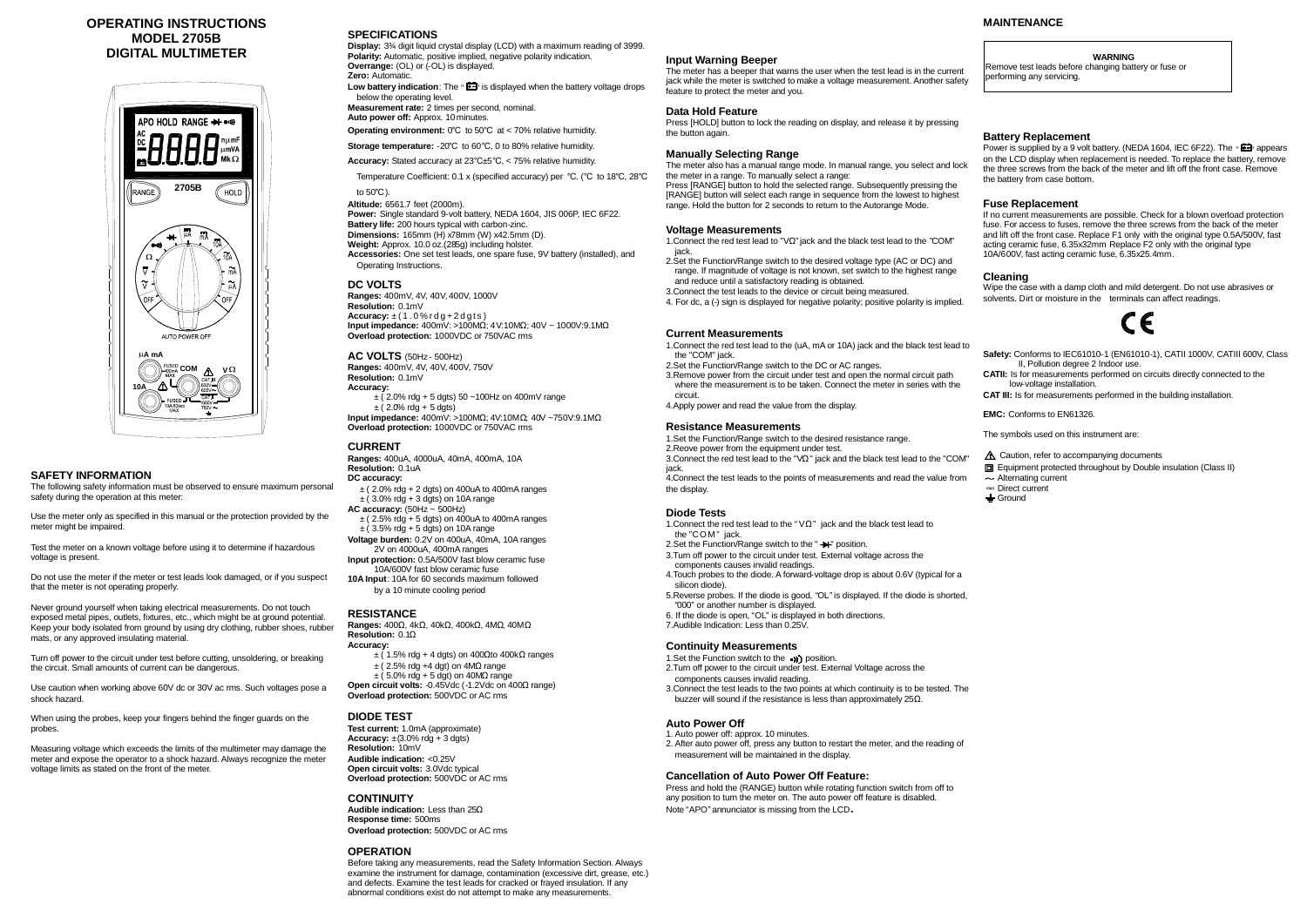# OPERATING INSTRUCTIONS
# MODEL 2705B
# DIGITAL MULTIMETER

## SAFETY INFORMATION

The following safety information must be observed to ensure maximum personal safety during the operation at this meter:

Use the meter only as specified in this manual or the protection provided by the meter might be impaired.

Test the meter on a known voltage before using it to determine if hazardous voltage is present.

Do not use the meter if the meter or test leads look damaged, or if you suspect that the meter is not operating properly.

Never ground yourself when taking electrical measurements. Do not touch exposed metal pipes, outlets, fixtures, etc., which might be at ground potential. Keep your body isolated from ground by using dry clothing, rubber shoes, rubber mats, or any approved insulating material.

Turn off power to the circuit under test before cutting, unsoldering, or breaking the circuit. Small amounts of current can be dangerous.

Use caution when working above 60V dc or 30V ac rms. Such voltages pose a shock hazard.

When using the probes, keep your fingers behind the finger guards on the probes.

Measuring voltage which exceeds the limits of the multimeter may damage the meter and expose the operator to a shock hazard. Always recognize the meter voltage limits as stated on the front of the meter.

## SPECIFICATIONS

**Display:** 3¾ digit liquid crystal display (LCD) with a maximum reading of 3999.
**Polarity:** Automatic, positive implied, negative polarity indication.
**Overrange:** (OL) or (-OL) is displayed.
**Zero:** Automatic.
**Low battery indication**: The " " is displayed when the battery voltage drops below the operating level.
**Measurement rate:** 2 times per second, nominal.
**Auto power off:** Approx. 10 minutes.
**Operating environment:** 0℃ to 50℃ at < 70% relative humidity.
**Storage temperature:** -20℃ to 60℃, 0 to 80% relative humidity.
**Accuracy:** Stated accuracy at 23℃±5℃, < 75% relative humidity.

Temperature Coefficient: 0.1 x (specified accuracy) per ℃. (℃ to 18℃, 28℃ to 50℃).

**Altitude:** 6561.7 feet (2000m).
**Power:** Single standard 9-volt battery, NEDA 1604, JIS 006P, IEC 6F22.
**Battery life:** 200 hours typical with carbon-zinc.
**Dimensions:** 165mm (H) x78mm (W) x42.5mm (D).
**Weight:** Approx. 10.0 oz.(285g) including holster.
**Accessories:** One set test leads, one spare fuse, 9V battery (installed), and Operating Instructions.

### DC VOLTS

**Ranges:** 400mV, 4V, 40V, 400V, 1000V
**Resolution:** 0.1mV
**Accuracy:** ± ( 1 . 0 % r d g + 2 d g t s )
**Input impedance:** 400mV: >100MΩ; 4V:10MΩ; 40V ~ 1000V:9.1MΩ
**Overload protection:** 1000VDC or 750VAC rms

### AC VOLTS (50Hz - 500Hz)

**Ranges:** 400mV, 4V, 40V, 400V, 750V
**Resolution:** 0.1mV
**Accuracy:**
± ( 2.0% rdg + 5 dgts) 50 ~100Hz on 400mV range
± ( 2.0% rdg + 5 dgts)
**Input impedance:** 400mV: >100MΩ; 4V:10MΩ; 40V ~750V:9.1MΩ
**Overload protection:** 1000VDC or 750VAC rms

### CURRENT

**Ranges:** 400uA, 4000uA, 40mA, 400mA, 10A
**Resolution:** 0.1uA
**DC accuracy:**
± ( 2.0% rdg + 2 dgts) on 400uA to 400mA ranges
± ( 3.0% rdg + 3 dgts) on 10A range
**AC accuracy:** (50Hz ~ 500Hz)
± ( 2.5% rdg + 5 dgts) on 400uA to 400mA ranges
± ( 3.5% rdg + 5 dgts) on 10A range
**Voltage burden:** 0.2V on 400uA, 40mA, 10A ranges
2V on 4000uA, 400mA ranges
**Input protection:** 0.5A/500V fast blow ceramic fuse
10A/600V fast blow ceramic fuse
**10A Input**: 10A for 60 seconds maximum followed by a 10 minute cooling period

### RESISTANCE

**Ranges:** 400Ω, 4kΩ, 40kΩ, 400kΩ, 4MΩ, 40MΩ
**Resolution:** 0.1Ω
**Accuracy:**
± ( 1.5% rdg + 4 dgts) on 400Ωto 400kΩ ranges
± ( 2.5% rdg +4 dgt) on 4MΩ range
± ( 5.0% rdg + 5 dgt) on 40MΩ range
**Open circuit volts:** -0.45Vdc (-1.2Vdc on 400Ω range)
**Overload protection:** 500VDC or AC rms

### DIODE TEST

**Test current:** 1.0mA (approximate)
**Accuracy:** ±(3.0% rdg + 3 dgts)
**Resolution:** 10mV
**Audible indication:** <0.25V
**Open circuit volts:** 3.0Vdc typical
**Overload protection:** 500VDC or AC rms

### CONTINUITY

**Audible indication:** Less than 25Ω
**Response time:** 500ms
**Overload protection:** 500VDC or AC rms

### OPERATION

Before taking any measurements, read the Safety Information Section. Always examine the instrument for damage, contamination (excessive dirt, grease, etc.) and defects. Examine the test leads for cracked or frayed insulation. If any abnormal conditions exist do not attempt to make any measurements.

### Input Warning Beeper

The meter has a beeper that warns the user when the test lead is in the current jack while the meter is switched to make a voltage measurement. Another safety feature to protect the meter and you.

### Data Hold Feature

Press [HOLD] button to lock the reading on display, and release it by pressing the button again.

### Manually Selecting Range

The meter also has a manual range mode. In manual range, you select and lock the meter in a range. To manually select a range:
Press [RANGE] button to hold the selected range. Subsequently pressing the [RANGE] button will select each range in sequence from the lowest to highest range. Hold the button for 2 seconds to return to the Autorange Mode.

### Voltage Measurements

1.Connect the red test lead to "VΩ" jack and the black test lead to the "COM" jack.
2.Set the Function/Range switch to the desired voltage type (AC or DC) and range. If magnitude of voltage is not known, set switch to the highest range and reduce until a satisfactory reading is obtained.
3.Connect the test leads to the device or circuit being measured.
4. For dc, a (-) sign is displayed for negative polarity; positive polarity is implied.

### Current Measurements

1.Connect the red test lead to the (uA, mA or 10A) jack and the black test lead to the "COM" jack.
2.Set the Function/Range switch to the DC or AC ranges.
3.Remove power from the circuit under test and open the normal circuit path where the measurement is to be taken. Connect the meter in series with the circuit.
4.Apply power and read the value from the display.

### Resistance Measurements

1.Set the Function/Range switch to the desired resistance range.
2.Reove power from the equipment under test.
3.Connect the red test lead to the "VΩ" jack and the black test lead to the "COM" jack.
4.Connect the test leads to the points of measurements and read the value from the display.

### Diode Tests

1.Connect the red test lead to the "VΩ" jack and the black test lead to the "COM" jack.
2.Set the Function/Range switch to the "→|" position.
3.Turn off power to the circuit under test. External voltage across the components causes invalid readings.
4.Touch probes to the diode. A forward-voltage drop is about 0.6V (typical for a silicon diode).
5.Reverse probes. If the diode is good, "OL" is displayed. If the diode is shorted, "000" or another number is displayed.
6. If the diode is open, "OL" is displayed in both directions.
7.Audible Indication: Less than 0.25V.

### Continuity Measurements

1.Set the Function switch to the •))) position.
2.Turn off power to the circuit under test. External Voltage across the components causes invalid reading.
3.Connect the test leads to the two points at which continuity is to be tested. The buzzer will sound if the resistance is less than approximately 25Ω.

### Auto Power Off

1. Auto power off: approx. 10 minutes.
2. After auto power off, press any button to restart the meter, and the reading of measurement will be maintained in the display.

### Cancellation of Auto Power Off Feature:

Press and hold the (RANGE) button while rotating function switch from off to any position to turn the meter on. The auto power off feature is disabled.
Note "APO" annunciator is missing from the LCD.

## MAINTENANCE

**WARNING**
Remove test leads before changing battery or fuse or performing any servicing.

### Battery Replacement

Power is supplied by a 9 volt battery. (NEDA 1604, IEC 6F22). The " " appears on the LCD display when replacement is needed. To replace the battery, remove the three screws from the back of the meter and lift off the front case. Remove the battery from case bottom.

### Fuse Replacement

If no current measurements are possible. Check for a blown overload protection fuse. For access to fuses, remove the three screws from the back of the meter and lift off the front case. Replace F1 only with the original type 0.5A/500V, fast acting ceramic fuse, 6.35x32mm Replace F2 only with the original type 10A/600V, fast acting ceramic fuse, 6.35x25.4mm.

### Cleaning

Wipe the case with a damp cloth and mild detergent. Do not use abrasives or solvents. Dirt or moisture in the terminals can affect readings.

CE

**Safety:** Conforms to IEC61010-1 (EN61010-1), CATII 1000V, CATIII 600V, Class II, Pollution degree 2 Indoor use.
**CATII:** Is for measurements performed on circuits directly connected to the low-voltage installation.
**CAT III:** Is for measurements performed in the building installation.

**EMC:** Conforms to EN61326.

The symbols used on this instrument are:

- ⚠ Caution, refer to accompanying documents
- ⧈ Equipment protected throughout by Double insulation (Class II)
- ~ Alternating current
- ⎓ Direct current
- ⏚ Ground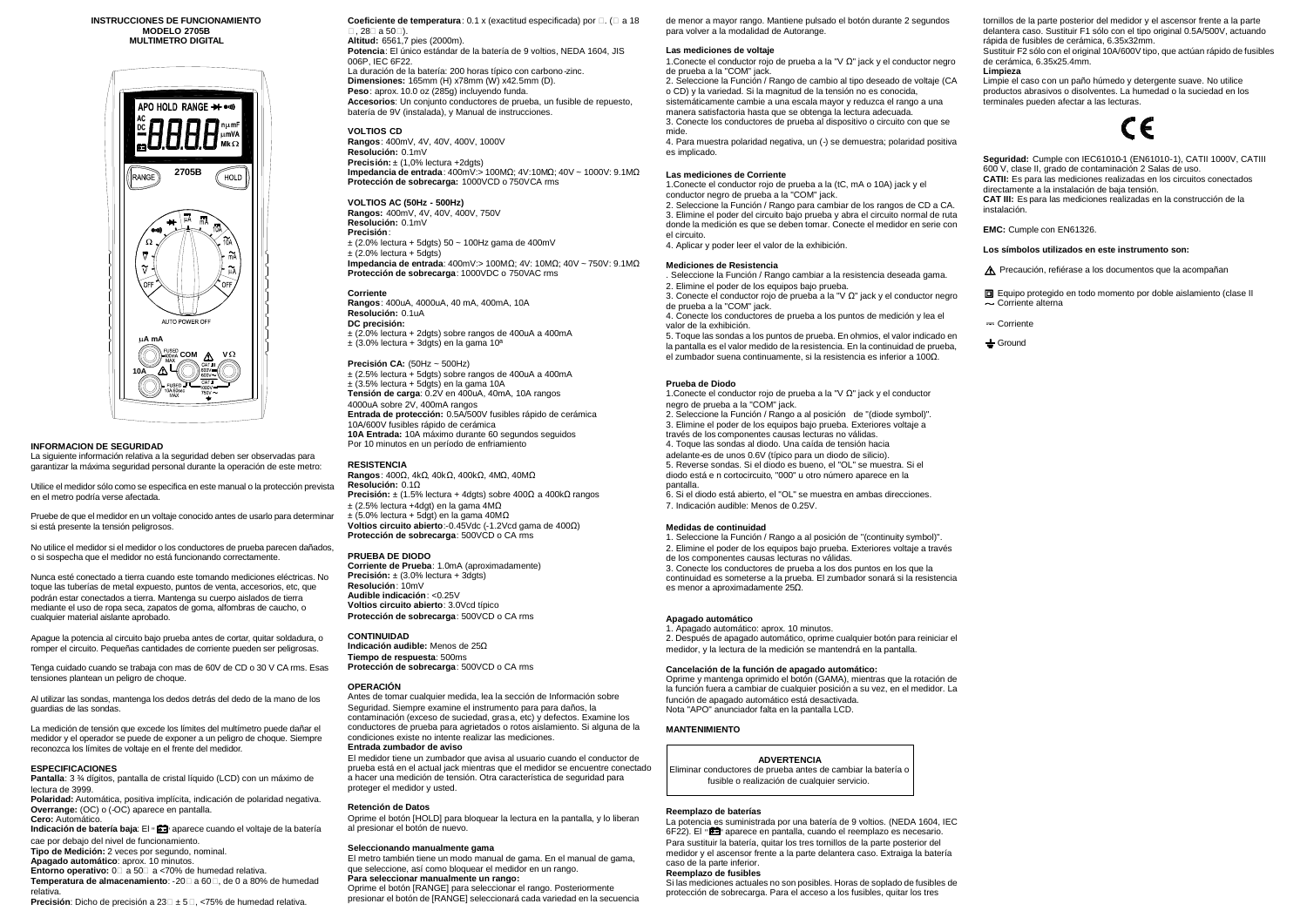**INSTRUCCIONES DE FUNCIONAMIENTO**
**MODELO 2705B**
**MULTIMETRO DIGITAL**

APO HOLD RANGE

AC DC

8.8.8.8

n μ mF μ mVA Mk Ω

RANGE 2705B HOLD

AUTO POWER OFF

μA mA

10A COM VΩ

### INFORMACION DE SEGURIDAD

La siguiente información relativa a la seguridad deben ser observadas para garantizar la máxima seguridad personal durante la operación de este metro:

Utilice el medidor sólo como se especifica en este manual o la protección prevista en el metro podría verse afectada.

Pruebe de que el medidor en un voltaje conocido antes de usarlo para determinar si está presente la tensión peligrosos.

No utilice el medidor si el medidor o los conductores de prueba parecen dañados, o si sospecha que el medidor no está funcionando correctamente.

Nunca esté conectado a tierra cuando este tomando mediciones eléctricas. No toque las tuberías de metal expuesto, puntos de venta, accesorios, etc, que podrán estar conectados a tierra. Mantenga su cuerpo aislados de tierra mediante el uso de ropa seca, zapatos de goma, alfombras de caucho, o cualquier material aislante aprobado.

Apague la potencia al circuito bajo prueba antes de cortar, quitar soldadura, o romper el circuito. Pequeñas cantidades de corriente pueden ser peligrosas.

Tenga cuidado cuando se trabaja con mas de 60V de CD o 30 V CA rms. Esas tensiones plantean un peligro de choque.

Al utilizar las sondas, mantenga los dedos detrás del dedo de la mano de los guardias de las sondas.

La medición de tensión que excede los límites del multímetro puede dañar el medidor y el operador se puede de exponer a un peligro de choque. Siempre reconozca los límites de voltaje en el frente del medidor.

### ESPECIFICACIONES

**Pantalla**: 3 ¾ dígitos, pantalla de cristal líquido (LCD) con un máximo de lectura de 3999.

**Polaridad:** Automática, positiva implícita, indicación de polaridad negativa.

**Overrange:** (OC) o (-OC) aparece en pantalla.

**Cero:** Automático.

**Indicación de batería baja**: El " " aparece cuando el voltaje de la batería cae por debajo del nivel de funcionamiento.

**Tipo de Medición:** 2 veces por segundo, nominal.

**Apagado automático**: aprox. 10 minutos.

**Entorno operativo:** 0 a 50 a <70% de humedad relativa.

**Temperatura de almacenamiento**: -20 a 60 , de 0 a 80% de humedad relativa.

**Precisión**: Dicho de precisión a 23 ± 5 , <75% de humedad relativa.

**Coeficiente de temperatura**: 0.1 x (exactitud especificada) por . ( a 18 , 28 a 50 ).

**Altitud:** 6561,7 pies (2000m).

**Potencia**: El único estándar de la batería de 9 voltios, NEDA 1604, JIS 006P, IEC 6F22.

La duración de la batería: 200 horas típico con carbono-zinc.

**Dimensiones:** 165mm (H) x78mm (W) x42.5mm (D).

**Peso**: aprox. 10.0 oz (285g) incluyendo funda.

**Accesorios**: Un conjunto conductores de prueba, un fusible de repuesto, batería de 9V (instalada), y Manual de instrucciones.

### VOLTIOS CD

**Rangos**: 400mV, 4V, 40V, 400V, 1000V

**Resolución:** 0.1mV

**Precisión:** ± (1,0% lectura +2dgts)

**Impedancia de entrada**: 400mV:> 100MΩ; 4V:10MΩ; 40V ~ 1000V: 9.1MΩ

**Protección de sobrecarga:** 1000VCD o 750VCA rms

### VOLTIOS AC (50Hz - 500Hz)

**Rangos:** 400mV, 4V, 40V, 400V, 750V

**Resolución:** 0.1mV

**Precisión**:

± (2.0% lectura + 5dgts) 50 ~ 100Hz gama de 400mV

± (2.0% lectura + 5dgts)

**Impedancia de entrada**: 400mV:> 100MΩ; 4V: 10MΩ; 40V ~ 750V: 9.1MΩ

**Protección de sobrecarga**: 1000VDC o 750VAC rms

### Corriente

**Rangos**: 400uA, 4000uA, 40 mA, 400mA, 10A

**Resolución:** 0.1uA

**DC precisión:**

± (2.0% lectura + 2dgts) sobre rangos de 400uA a 400mA

± (3.0% lectura + 3dgts) en la gama 10ª

**Precisión CA:** (50Hz ~ 500Hz)

± (2.5% lectura + 5dgts) sobre rangos de 400uA a 400mA

± (3.5% lectura + 5dgts) en la gama 10A

**Tensión de carga**: 0.2V en 400uA, 40mA, 10A rangos 4000uA sobre 2V, 400mA rangos

**Entrada de protección:** 0.5A/500V fusibles rápido de cerámica 10A/600V fusibles rápido de cerámica

**10A Entrada:** 10A máximo durante 60 segundos seguidos Por 10 minutos en un período de enfriamiento

### RESISTENCIA

**Rangos**: 400Ω, 4kΩ, 40kΩ, 400kΩ, 4MΩ, 40MΩ

**Resolución:** 0.1Ω

**Precisión:** ± (1.5% lectura + 4dgts) sobre 400Ω a 400kΩ rangos

± (2.5% lectura +4dgt) en la gama 4MΩ

± (5.0% lectura + 5dgt) en la gama 40MΩ

**Voltios circuito abierto**:-0.45Vdc (-1.2Vcd gama de 400Ω)

**Protección de sobrecarga**: 500VCD o CA rms

### PRUEBA DE DIODO

**Corriente de Prueba**: 1.0mA (aproximadamente)

**Precisión:** ± (3.0% lectura + 3dgts)

**Resolución**: 10mV

**Audible indicación**: <0.25V

**Voltios circuito abierto**: 3.0Vcd típico

**Protección de sobrecarga**: 500VCD o CA rms

### CONTINUIDAD

**Indicación audible:** Menos de 25Ω

**Tiempo de respuesta**: 500ms

**Protección de sobrecarga**: 500VCD o CA rms

### OPERACIÓN

Antes de tomar cualquier medida, lea la sección de Información sobre Seguridad. Siempre examine el instrumento para para daños, la contaminación (exceso de suciedad, grasa, etc) y defectos. Examine los conductores de prueba para agrietados o rotos aislamiento. Si alguna de la condiciones existe no intente realizar las mediciones.

**Entrada zumbador de aviso**

El medidor tiene un zumbador que avisa al usuario cuando el conductor de prueba está en el actual jack mientras que el medidor se encuentre conectado a hacer una medición de tensión. Otra característica de seguridad para proteger el medidor y usted.

#### Retención de Datos

Oprime el botón [HOLD] para bloquear la lectura en la pantalla, y lo liberan al presionar el botón de nuevo.

#### Seleccionando manualmente gama

El metro también tiene un modo manual de gama. En el manual de gama, que seleccione, así como bloquear el medidor en un rango.

**Para seleccionar manualmente un rango:**

Oprime el botón [RANGE] para seleccionar el rango. Posteriormente presionar el botón de [RANGE] seleccionará cada variedad en la secuencia de menor a mayor rango. Mantiene pulsado el botón durante 2 segundos para volver a la modalidad de Autorange.

#### Las mediciones de voltaje

1.Conecte el conductor rojo de prueba a la "V Ω" jack y el conductor negro de prueba a la "COM" jack.

2. Seleccione la Función / Rango de cambio al tipo deseado de voltaje (CA o CD) y la variedad. Si la magnitud de la tensión no es conocida, sistemáticamente cambie a una escala mayor y reduzca el rango a una manera satisfactoria hasta que se obtenga la lectura adecuada.

3. Conecte los conductores de prueba al dispositivo o circuito con que se mide.

4. Para muestra polaridad negativa, un (-) se demuestra; polaridad positiva es implicado.

#### Las mediciones de Corriente

1.Conecte el conductor rojo de prueba a la (tC, mA o 10A) jack y el conductor negro de prueba a la "COM" jack.

2. Seleccione la Función / Rango para cambiar de los rangos de CD a CA.

3. Elimine el poder del circuito bajo prueba y abra el circuito normal de ruta donde la medición es que se desee tomar. Conecte el medidor en serie con el circuito.

4. Aplicar y poder leer el valor de la exhibición.

#### Mediciones de Resistencia

. Seleccione la Función / Rango cambiar a la resistencia deseada gama.

2. Elimine el poder de los equipos bajo prueba.

3. Conecte el conductor rojo de prueba a la "V Ω" jack y el conductor negro de prueba a la "COM" jack.

4. Conecte los conductores de prueba a los puntos de medición y lea el valor de la exhibición.

5. Toque las sondas a los puntos de prueba. En ohmios, el valor indicado en la pantalla es el valor medido de la resistencia. En la continuidad de prueba, el zumbador suena continuamente, si la resistencia es inferior a 100Ω.

#### Prueba de Diodo

1.Conecte el conductor rojo de prueba a la "V Ω" jack y el conductor negro de prueba a la "COM" jack.

2. Seleccione la Función / Rango a al posición de "(diode symbol)".

3. Elimine el poder de los equipos bajo prueba. Exteriores voltaje a través de los componentes causas lecturas no válidas.

4. Toque las sondas al diodo. Una caída de tensión hacia adelante-es de unos 0.6V (típico para un diodo de silicio).

5. Reverse sondas. Si el diodo es bueno, el "OL" se muestra. Si el diodo está e n cortocircuito, "000" u otro número aparece en la pantalla.

6. Si el diodo está abierto, el "OL" se muestra en ambas direcciones.

7. Indicación audible: Menos de 0.25V.

#### Medidas de continuidad

1. Seleccione la Función / Rango a al posición de "(continuity symbol)".

2. Elimine el poder de los equipos bajo prueba. Exteriores voltaje a través de los componentes causas lecturas no válidas.

3. Conecte los conductores de prueba a los dos puntos en los que la continuidad es someterse a la prueba. El zumbador sonará si la resistencia es menor a aproximadamente 25Ω.

#### Apagado automático

1. Apagado automático: aprox. 10 minutos.

2. Después de apagado automático, oprime cualquier botón para reiniciar el medidor, y la lectura de la medición se mantendrá en la pantalla.

#### Cancelación de la función de apagado automático:

Oprime y mantenga oprimido el botón (GAMA), mientras que la rotación de la función fuera a cambiar de cualquier posición a su vez, en el medidor. La función de apagado automático está desactivada.

Nota "APO" anunciador falta en la pantalla LCD.

### MANTENIMIENTO

**ADVERTENCIA**

Eliminar conductores de prueba antes de cambiar la batería o fusible o realización de cualquier servicio.

#### Reemplazo de baterías

La potencia es suministrada por una batería de 9 voltios. (NEDA 1604, IEC 6F22). El " " aparece en pantalla, cuando el reemplazo es necesario. Para sustituir la batería, quitar los tres tornillos de la parte posterior del medidor y el ascensor frente a la parte delantera caso. Extraiga la batería caso de la parte inferior.

#### Reemplazo de fusibles

Si las mediciones actuales no son posibles. Horas de soplado de fusibles de protección de sobrecarga. Para el acceso a los fusibles, quitar los tres tornillos de la parte posterior del medidor y el ascensor frente a la parte delantera caso. Sustituir F1 sólo con el tipo original 0.5A/500V, actuando rápida de fusibles de cerámica, 6,35x32mm.

Sustituir F2 sólo con el original 10A/600V tipo, que actúan rápido de fusibles de cerámica, 6.35x25.4mm.

#### Limpieza

Limpie el caso con un paño húmedo y detergente suave. No utilice productos abrasivos o disolventes. La humedad o la suciedad en los terminales pueden afectar a las lecturas.

CE

**Seguridad:** Cumple con IEC61010-1 (EN61010-1), CATII 1000V, CATIII 600 V, clase II, grado de contaminación 2 Salas de uso.

**CATII:** Es para las mediciones realizadas en los circuitos conectados directamente a la instalación de baja tensión.

**CAT III:** Es para las mediciones realizadas en la construcción de la instalación.

**EMC:** Cumple con EN61326.

**Los símbolos utilizados en este instrumento son:**

⚠ Precaución, refiérase a los documentos que la acompañan

Equipo protegido en todo momento por doble aislamiento (clase II

~ Corriente alterna

⎓ Corriente

⏚ Ground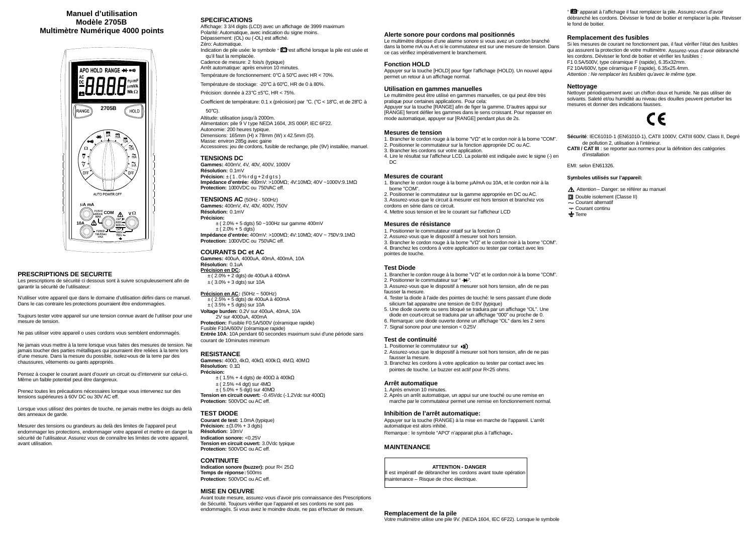# Manuel d'utilisation
# Modèle 2705B
# Multimètre Numérique 4000 points

## PRESCRIPTIONS DE SECURITE

Les prescriptions de sécurité ci dessous sont à suivre scrupuleusement afin de garantir la sécurité de l'utilisateur:

N'utiliser votre appareil que dans le domaine d'utilisation défini dans ce manuel. Dans le cas contraire les protections pourraient être endommagées.

Toujours tester votre appareil sur une tension connue avant de l'utiliser pour une mesure de tension.

Ne pas utiliser votre appareil o uses cordons vous semblent endommagés.

Ne jamais vous mettre à la terre lorsque vous faites des mesures de tension. Ne jamais toucher des parties métalliques qui pourraient être reliées à la terre lors d'une mesure. Dans la mesure du possible, isolez-vous de la terre par des chaussures, vêtements ou gants appropriés.

Pensez à couper le courant avant d'ouvrir un circuit ou d'intervenir sur celui-ci. Même un faible potentiel peut être dangereux.

Prenez toutes les précautions nécessaires lorsque vous intervenez sur des tensions supérieures à 60V DC ou 30V AC eff.

Lorsque vous utilisez des pointes de touche, ne jamais mettre les doigts au delà des anneaux de garde.

Mesurer des tensions ou grandeurs au delà des limites de l'appareil peut endommager les protections, endommager votre appareil et mettre en danger la sécurité de l'utilisateur. Assurez vous de connaître les limites de votre appareil, avant utilisation.

## SPECIFICATIONS

Affichage: 3 3/4 digits (LCD) avec un affichage de 3999 maximum
Polarité: Automatique, avec indication du signe moins.
Dépassement: (OL) ou (-OL) est affiché.
Zéro: Automatique.
Indication de pile usée: le symbole "  " est affiché lorsque la pile est usée et qu'il faut la remplacée.
Cadence de mesure: 2 fois/s (typique)
Arrêt automatique: après environ 10 minutes.
Température de fonctionnement: 0°C à 50°C avec HR < 70%.
Température de stockage: -20°C à 60°C, HR de 0 à 80%.
Précision: donnée à 23°C ±5°C, HR < 75%.
Coefficient de température: 0.1 x (précision) par °C. (°C < 18°C, et de 28°C à 50°C).
Altitude: utilisation jusqu'à 2000m.
Alimentation: pile 9 V type NEDA 1604, JIS 006P, IEC 6F22.
Autonomie: 200 heures typique.
Dimensions: 165mm (H) x 78mm (W) x 42.5mm (D).
Masse: environ 285g avec gaine
Accessoires: jeu de cordons, fusible de rechange, pile (9V) installée, manuel.

### TENSIONS DC

**Gammes:** 400mV, 4V, 40V, 400V, 1000V
**Résolution:** 0.1mV
**Précision:** ± (1.0% rdg + 2 dgts)
**Impédance d'entrée:** 400mV: >100MΩ; 4V:10MΩ; 40V ~1000V:9.1MΩ
**Protection:** 1000VDC ou 750VAC eff.

### TENSIONS AC (50Hz - 500Hz)

**Gammes:** 400mV, 4V, 40V, 400V, 750V
**Résolution:** 0.1mV
**Précision:**
± ( 2.0% + 5 dgts) 50 ~100Hz sur gamme 400mV
± ( 2.0% + 5 dgts)
**Impédance d'entrée:** 400mV: >100MΩ; 4V:10MΩ; 40V ~ 750V:9.1MΩ
**Protection:** 1000VDC ou 750VAC eff.

### COURANTS DC et AC

**Gammes:** 400uA, 4000uA, 40mA, 400mA, 10A
**Résolution:** 0.1uA
**Précision en DC:**
± ( 2.0% + 2 dgts) de 400uA à 400mA
± ( 3.0% + 3 dgts) sur 10A

**Précision en AC:** (50Hz ~ 500Hz)
± ( 2.5% + 5 dgts) de 400uA à 400mA
± ( 3.5% + 5 dgts) sur 10A
**Voltage burden:** 0.2V sur 400uA, 40mA, 10A
2V sur 4000uA, 400mA
**Protection:** Fusible F0.5A/500V (céramique rapide)
Fusible F10A/600V (céramique rapide)
**Entrée 10A**: 10A pendant 60 secondes maximum suivi d'une période sans courant de 10minutes minimum

### RESISTANCE

**Gammes:** 400Ω, 4kΩ, 40kΩ, 400kΩ, 4MΩ, 40MΩ
**Résolution:** 0.1Ω
**Précision:**
± ( 1.5% + 4 dgts) de 400Ω à 400kΩ
± ( 2.5% +4 dgt) sur 4MΩ
± ( 5.0% + 5 dgt) sur 40MΩ
**Tension en circuit ouvert:** -0.45Vdc (-1.2Vdc sur 400Ω)
**Protection:** 500VDC ou AC eff.

### TEST DIODE

**Courant de test:** 1.0mA (typique)
**Précision:** ±(3.0% + 3 dgts)
**Résolution:** 10mV
**Indication sonore:** <0.25V
**Tension en circuit ouvert:** 3.0Vdc typique
**Protection:** 500VDC ou AC eff.

### CONTINUITE

**Indication sonore (buzzer):** pour R< 25Ω
**Temps de réponse:** 500ms
**Protection:** 500VDC ou AC eff.

### MISE EN OEUVRE

Avant toute mesure, assurez-vous d'avoir pris connaissance des Prescriptions de Sécurité. Toujours vérifier que l'appareil et ses cordons ne sont pas endommagés. Si vous avez le moindre doute, ne pas effectuer de mesure.

### Alerte sonore pour cordons mal positionnés

Le multimètre dispose d'une alarme sonore si vous avez un cordon branché dans la borne mA ou A et si le commutateur est sur une mesure de tension. Dans ce cas vérifiez impérativement le branchement.

### Fonction HOLD

Appuyer sur la touche [HOLD] pour figer l'affichage (HOLD). Un nouvel appui permet un retour à un affichage normal.

### Utilisation en gammes manuelles

Le multimètre peut être utilisé en gammes manuelles, ce qui peut être très pratique pour certaines applications. Pour cela:
Appuyer sur la touche [RANGE] afin de figer la gamme. D'autres appui sur [RANGE] feront défiler les gammes dans le sens croissant. Pour repasser en mode automatique, appuyer sur [RANGE] pendant plus de 2s.

### Mesures de tension

1. Brancher le cordon rouge à la borne "VΩ" et le cordon noir à la borne "COM".
2. Positionner le commutateur sur la fonction appropriée DC ou AC.
3. Brancher les cordons sur votre application.
4. Lire le résultat sur l'afficheur LCD. La polarité est indiquée avec le signe (-) en DC

### Mesures de courant

1. Brancher le cordon rouge à la borne µA/mA ou 10A, et le cordon noir à la borne "COM".
2. Positionner le commutateur sur la gamme appropriée en DC ou AC.
3. Assurez-vous que le circuit à mesurer est hors tension et branchez vos cordons en série dans ce circuit.
4. Mettre sous tension et lire le courant sur l'afficheur LCD

### Mesures de résistance

1. Positionner le commutateur rotatif sur la fonction Ω
2. Assurez-vous que le dispositif à mesurer soit hors tension.
3. Brancher le cordon rouge à la borne "VΩ" et le cordon noir à la borne "COM".
4. Branchez les cordons à votre application ou tester par contact avec les pointes de touche.

### Test Diode

1. Brancher le cordon rouge à la borne "VΩ" et le cordon noir à la borne "COM".
2. Positionner le commutateur sur " ⊣◀ ".
3. Assurez-vous que le dispositif à mesurer soit hors tension, afin de ne pas fausser la mesure.
4. Tester la diode à l'aide des pointes de touché: le sens passant d'une diode silicium fait apparaitre une tension de 0.6V (typique)
5. Une diode ouverte ou sens bloqué se traduira par un affichage "OL". Une diode en court-circuit se traduira par un affichage "000" ou proche de 0.
6. Remarque: une diode ouverte donne un affichage "OL" dans les 2 sens
7. Signal sonore pour une tension < 0.25V

### Test de continuité

1. Positionner le commutateur sur •))
2. Assurez-vous que le dispositif à mesurer soit hors tension, afin de ne pas fausser la mesure.
3. Branchez les cordons à votre application ou tester par contact avec les pointes de touche. Le buzzer est actif pour R<25 ohms.

### Arrêt automatique

1. Après environ 10 minutes.
2. Après un arrêt automatique, un appui sur une touché ou une remise en marche par le commutateur permet une remise en fonctionnement normal.

### Inhibition de l'arrêt automatique:

Appuyer sur la touche (RANGE) à la mise en marche de l'appareil. L'arrêt automatique est alors inhibé.
Remarque : le symbole "APO" n'apparait plus à l'affichage.

## MAINTENANCE

**ATTENTION - DANGER**
Il est impératif de débrancher les cordons avant toute opération maintenance – Risque de choc électrique.

### Remplacement de la pile

Votre multimètre utilise une pile 9V. (NEDA 1604, IEC 6F22). Lorsque le symbole "  " apparait à l'affichage il faut remplacer la pile. Assurez-vous d'avoir débranché les cordons. Dévisser le fond de boitier et remplacer la pile. Revisser le fond de boitier.

### Remplacement des fusibles

Si les mesures de courant ne fonctionnent pas, il faut vérifier l'état des fusibles qui assurent la protection de votre multimètre. Assurez-vous d'avoir débranché les cordons. Dévisser le fond de boitier et vérifier les fusibles :
F1 0.5A/500V, type céramique F (rapide), 6.35x32mm.
F2 10A/600V, type céramique F (rapide), 6.35x25.4mm.
*Attention : Ne remplacer les fusibles qu'avec le même type.*

### Nettoyage

Nettoyer périodiquement avec un chiffon doux et humide. Ne pas utiliser de solvants. Saleté et/ou humidité au niveau des douilles peuvent perturber les mesures et donner des indications fausses.

CE

**Sécurité**: IEC61010-1 (EN61010-1), CATII 1000V, CATIII 600V, Class II, Degré de pollution 2, utilisation à l'intérieur.
**CATII / CAT III** : se reporter aux normes pour la définition des catégories d'installation

EMI: selon EN61326.

**Symboles utilisés sur l'appareil:**

- ⚠ Attention – Danger: se référer au manuel
- ▣ Double isolement (Classe II)
- ~ Courant alternatif
- ⎓ Courant continu
- ⏚ Terre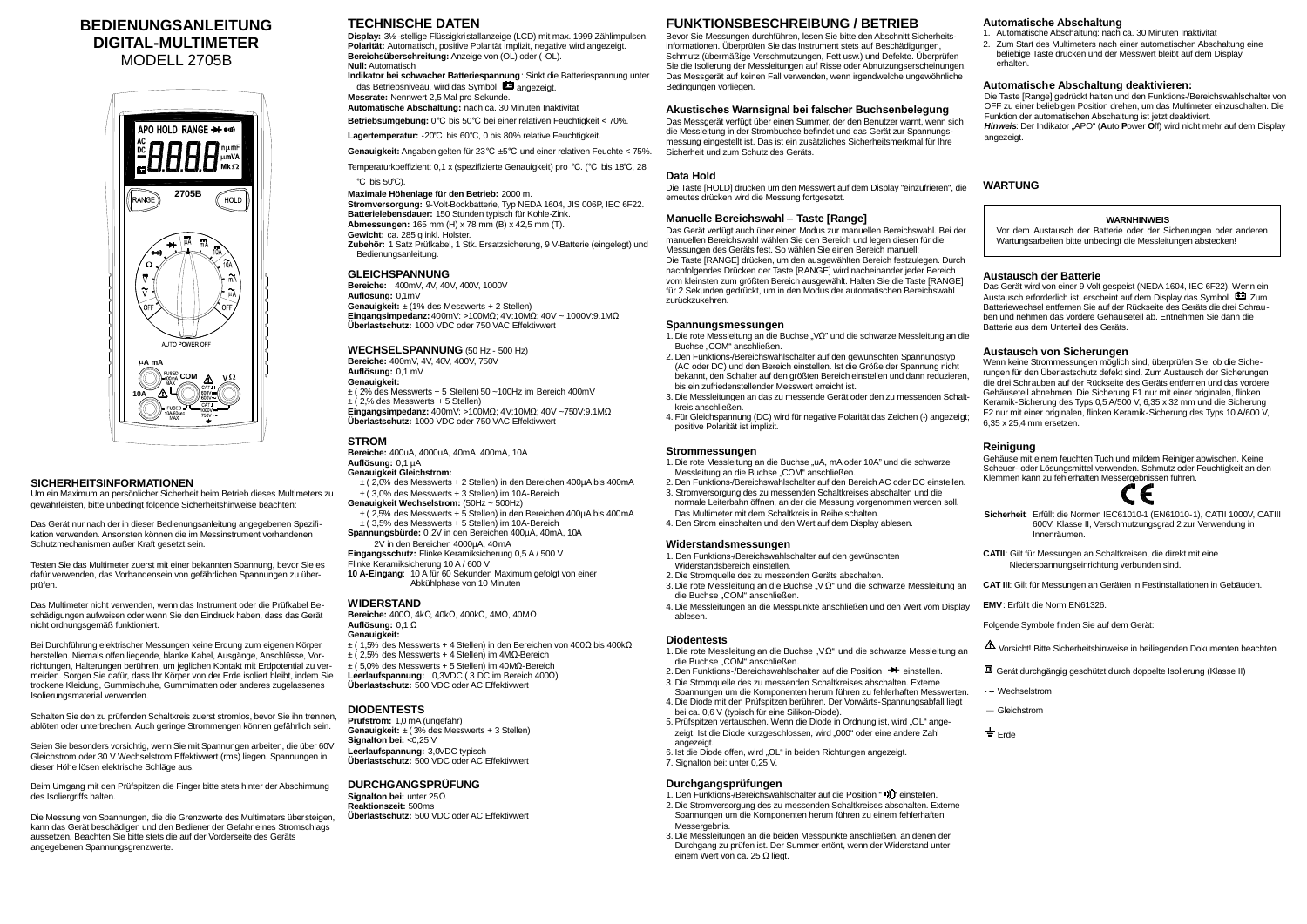# BEDIENUNGSANLEITUNG DIGITAL-MULTIMETER

MODELL 2705B

## SICHERHEITSINFORMATIONEN

Um ein Maximum an persönlicher Sicherheit beim Betrieb dieses Multimeters zu gewährleisten, bitte unbedingt folgende Sicherheitshinweise beachten:

Das Gerät nur nach der in dieser Bedienungsanleitung angegebenen Spezifikation verwenden. Ansonsten können die im Messinstrument vorhandenen Schutzmechanismen außer Kraft gesetzt sein.

Testen Sie das Multimeter zuerst mit einer bekannten Spannung, bevor Sie es dafür verwenden, das Vorhandensein von gefährlichen Spannungen zu überprüfen.

Das Multimeter nicht verwenden, wenn das Instrument oder die Prüfkabel Beschädigungen aufweisen oder wenn Sie den Eindruck haben, dass das Gerät nicht ordnungsgemäß funktioniert.

Bei Durchführung elektrischer Messungen keine Erdung zum eigenen Körper herstellen. Niemals offen liegende, blanke Kabel, Ausgänge, Anschlüsse, Vorrichtungen, Halterungen berühren, um jeglichen Kontakt mit Erdpotential zu vermeiden. Sorgen Sie dafür, dass Ihr Körper von der Erde isoliert bleibt, indem Sie trockene Kleidung, Gummischuhe, Gummimatten oder anderes zugelassenes Isolierungsmaterial verwenden.

Schalten Sie den zu prüfenden Schaltkreis zuerst stromlos, bevor Sie ihn trennen, ablöten oder unterbrechen. Auch geringe Strommengen können gefährlich sein.

Seien Sie besonders vorsichtig, wenn Sie mit Spannungen arbeiten, die über 60V Gleichstrom oder 30 V Wechselstrom Effektivwert (rms) liegen. Spannungen in dieser Höhe lösen elektrische Schläge aus.

Beim Umgang mit den Prüfspitzen die Finger bitte stets hinter der Abschirmung des Isoliergriffs halten.

Die Messung von Spannungen, die die Grenzwerte des Multimeters übersteigen, kann das Gerät beschädigen und den Bediener der Gefahr eines Stromschlags aussetzen. Beachten Sie bitte stets die auf der Vorderseite des Geräts angegebenen Spannungsgrenzwerte.

## TECHNISCHE DATEN

**Display:** 3½ -stellige Flüssigkristallanzeige (LCD) mit max. 1999 Zählimpulsen.
**Polarität:** Automatisch, positive Polarität implizit, negative wird angezeigt.
**Bereichsüberschreitung:** Anzeige von (OL) oder (-OL).
**Null:** Automatisch
**Indikator bei schwacher Batteriespannung**: Sinkt die Batteriespannung unter das Betriebsniveau, wird das Symbol angezeigt.
**Messrate:** Nennwert 2,5 Mal pro Sekunde.
**Automatische Abschaltung:** nach ca. 30 Minuten Inaktivität
**Betriebsumgebung:** 0℃ bis 50℃ bei einer relativen Feuchtigkeit < 70%.
**Lagertemperatur:** -20℃ bis 60℃, 0 bis 80% relative Feuchtigkeit.
**Genauigkeit:** Angaben gelten für 23℃ ±5℃ und einer relativen Feuchte < 75%.
Temperaturkoeffizient: 0,1 x (spezifizierte Genauigkeit) pro ℃. (℃ bis 18℃, 28 ℃ bis 50℃).
**Maximale Höhenlage für den Betrieb:** 2000 m.
**Stromversorgung:** 9-Volt-Bockbatterie, Typ NEDA 1604, JIS 006P, IEC 6F22.
**Batterielebensdauer:** 150 Stunden typisch für Kohle-Zink.
**Abmessungen:** 165 mm (H) x 78 mm (B) x 42,5 mm (T).
**Gewicht:** ca. 285 g inkl. Holster.
**Zubehör:** 1 Satz Prüfkabel, 1 Stk. Ersatzsicherung, 9 V-Batterie (eingelegt) und Bedienungsanleitung.

### GLEICHSPANNUNG

**Bereiche:** 400mV, 4V, 40V, 400V, 1000V
**Auflösung:** 0,1mV
**Genauigkeit:** ± (1% des Messwerts + 2 Stellen)
**Eingangsimpedanz:** 400mV: >100MΩ; 4V:10MΩ; 40V ~ 1000V:9.1MΩ
**Überlastschutz:** 1000 VDC oder 750 VAC Effektivwert

### WECHSELSPANNUNG (50 Hz - 500 Hz)

**Bereiche:** 400mV, 4V, 40V, 400V, 750V
**Auflösung:** 0,1 mV
**Genauigkeit:**
± ( 2% des Messwerts + 5 Stellen) 50 ~100Hz im Bereich 400mV
± ( 2.% des Messwerts + 5 Stellen)
**Eingangsimpedanz:** 400mV: >100MΩ; 4V:10MΩ; 40V ~750V:9.1MΩ
**Überlastschutz:** 1000 VDC oder 750 VAC Effektivwert

### STROM

**Bereiche:** 400uA, 4000uA, 40mA, 400mA, 10A
**Auflösung:** 0,1 μA
**Genauigkeit Gleichstrom:**
± ( 2,0% des Messwerts + 2 Stellen) in den Bereichen 400μA bis 400mA
± ( 3,0% des Messwerts + 3 Stellen) im 10A-Bereich
**Genauigkeit Wechselstrom:** (50Hz ~ 500Hz)
± ( 2,5% des Messwerts + 5 Stellen) in den Bereichen 400μA bis 400mA
± ( 3,5% des Messwerts + 5 Stellen) im 10A-Bereich
**Spannungsbürde:** 0,2V in den Bereichen 400μA, 40mA, 10A
2V in den Bereichen 4000μA, 40mA
**Eingangsschutz:** Flinke Keramiksicherung 0,5 A / 500 V
Flinke Keramiksicherung 10 A / 600 V
**10 A-Eingang**: 10 A für 60 Sekunden Maximum gefolgt von einer Abkühlphase von 10 Minuten

### WIDERSTAND

**Bereiche:** 400Ω, 4kΩ, 40kΩ, 400kΩ, 4MΩ, 40MΩ
**Auflösung:** 0,1 Ω
**Genauigkeit:**
± ( 1,5% des Messwerts + 4 Stellen) in den Bereichen von 400Ω bis 400kΩ
± ( 2,5% des Messwerts + 4 Stellen) im 4MΩ-Bereich
± ( 5,0% des Messwerts + 5 Stellen) im 40MΩ-Bereich
**Leerlaufspannung:** 0,3VDC ( 3 DC im Bereich 400Ω)
**Überlastschutz:** 500 VDC oder AC Effektivwert

### DIODENTESTS

**Prüfstrom:** 1,0 mA (ungefähr)
**Genauigkeit:** ± ( 3% des Messwerts + 3 Stellen)
**Signalton bei:** <0,25 V
**Leerlaufspannung:** 3,0VDC typisch
**Überlastschutz:** 500 VDC oder AC Effektivwert

### DURCHGANGSPRÜFUNG

**Signalton bei:** unter 25Ω.
**Reaktionszeit:** 500ms
**Überlastschutz:** 500 VDC oder AC Effektivwert

## FUNKTIONSBESCHREIBUNG / BETRIEB

Bevor Sie Messungen durchführen, lesen Sie bitte den Abschnitt Sicherheitsinformationen. Überprüfen Sie das Instrument stets auf Beschädigungen, Schmutz (übermäßige Verschmutzungen, Fett usw.) und Defekte. Überprüfen Sie die Isolierung der Messleitungen auf Risse oder Abnutzungserscheinungen. Das Messgerät auf keinen Fall verwenden, wenn irgendwelche ungewöhnliche Bedingungen vorliegen.

### Akustisches Warnsignal bei falscher Buchsenbelegung

Das Messgerät verfügt über einen Summer, der den Benutzer warnt, wenn sich die Messleitung in der Strombuchse befindet und das Gerät zur Spannungsmessung eingestellt ist. Das ist ein zusätzliches Sicherheitsmerkmal für Ihre Sicherheit und zum Schutz des Geräts.

### Data Hold

Die Taste [HOLD] drücken um den Messwert auf dem Display "einzufrieren", die erneutes drücken wird die Messung fortgesetzt.

### Manuelle Bereichswahl – Taste [Range]

Das Gerät verfügt auch über einen Modus zur manuellen Bereichswahl. Bei der manuellen Bereichswahl wählen Sie den Bereich und legen diesen für die Messungen des Geräts fest. So wählen Sie einen Bereich manuell:
Die Taste [RANGE] drücken, um den ausgewählten Bereich festzulegen. Durch nachfolgendes Drücken der Taste [RANGE] wird nacheinander jeder Bereich vom kleinsten zum größten Bereich ausgewählt. Halten Sie die Taste [RANGE] für 2 Sekunden gedrückt, um in den Modus der automatischen Bereichswahl zurückzukehren.

### Spannungsmessungen

1. Die rote Messleitung an die Buchse „VΩ" und die schwarze Messleitung an die Buchse „COM" anschließen.
2. Den Funktions-/Bereichswahlschalter auf den gewünschten Spannungstyp (AC oder DC) und den Bereich einstellen. Ist die Größe der Spannung nicht bekannt, den Schalter auf den größten Bereich einstellen und dann reduzieren, bis ein zufriedenstellender Messwert erreicht ist.
3. Die Messleitungen an das zu messende Gerät oder den zu messenden Schaltkreis anschließen.
4. Für Gleichspannung (DC) wird für negative Polarität das Zeichen (-) angezeigt; positive Polarität ist implizit.

### Strommessungen

1. Die rote Messleitung an die Buchse „uA, mA oder 10A" und die schwarze Messleitung an die Buchse „COM" anschließen.
2. Den Funktions-/Bereichswahlschalter auf den Bereich AC oder DC einstellen.
3. Stromversorgung des zu messenden Schaltkreises abschalten und die normale Leiterbahn öffnen, an der die Messung vorgenommen werden soll. Das Multimeter mit dem Schaltkreis in Reihe schalten.
4. Den Strom einschalten und den Wert auf dem Display ablesen.

### Widerstandsmessungen

1. Den Funktions-/Bereichswahlschalter auf den gewünschten Widerstandsbereich einstellen.
2. Die Stromquelle des zu messenden Geräts abschalten.
3. Die rote Messleitung an die Buchse „V Ω" und die schwarze Messleitung an die Buchse „COM" anschließen.
4. Die Messleitungen an die Messpunkte anschließen und den Wert vom Display ablesen.

### Diodentests

1. Die rote Messleitung an die Buchse „V Ω" und die schwarze Messleitung an die Buchse „COM" anschließen.
2. Den Funktions-/Bereichswahlschalter auf die Position ⏩ einstellen.
3. Die Stromquelle des zu messenden Schaltkreises abschalten. Externe Spannungen um die Komponenten herum führen zu fehlerhaften Messwerten.
4. Die Diode mit den Prüfspitzen berühren. Der Vorwärts-Spannungsabfall liegt bei ca. 0,6 V (typisch für eine Silikon-Diode).
5. Prüfspitzen vertauschen. Wenn die Diode in Ordnung ist, wird „OL" angezeigt. Ist die Diode kurzgeschlossen, wird „000" oder eine andere Zahl angezeigt.
6. Ist die Diode offen, wird „OL" in beiden Richtungen angezeigt.
7. Signalton bei: unter 0,25 V.

### Durchgangsprüfungen

1. Den Funktions-/Bereichswahlschalter auf die Position "•))" einstellen.
2. Die Stromversorgung des zu messenden Schaltkreises abschalten. Externe Spannungen um die Komponenten herum führen zu einem fehlerhaften Messergebnis.
3. Die Messleitungen an die beiden Messpunkte anschließen, an denen der Durchgang zu prüfen ist. Der Summer ertönt, wenn der Widerstand unter einem Wert von ca. 25 Ω liegt.

### Automatische Abschaltung

1. Automatische Abschaltung: nach ca. 30 Minuten Inaktivität
2. Zum Start des Multimeters nach einer automatischen Abschaltung eine beliebige Taste drücken und der Messwert bleibt auf dem Display erhalten.

### Automatische Abschaltung deaktivieren:

Die Taste [Range] gedrückt halten und den Funktions-/Bereichswahlschalter von OFF zu einer beliebigen Position drehen, um das Multimeter einzuschalten. Die Funktion der automatischen Abschaltung ist jetzt deaktiviert.
*Hinweis*: Der Indikator „APO" (**A**uto **P**ower **O**ff) wird nicht mehr auf dem Display angezeigt.

## WARTUNG

**WARNHINWEIS**
Vor dem Austausch der Batterie oder der Sicherungen oder anderen Wartungsarbeiten bitte unbedingt die Messleitungen abstecken!

### Austausch der Batterie

Das Gerät wird von einer 9 Volt gespeist (NEDA 1604, IEC 6F22). Wenn ein Austausch erforderlich ist, erscheint auf dem Display das Symbol . Zum Batteriewechsel entfernen Sie auf der Rückseite des Geräts die drei Schrauben auf und nehmen das vordere Gehäuseteil ab. Entnehmen Sie dann die Batterie aus dem Unterteil des Geräts.

### Austausch von Sicherungen

Wenn keine Strommessungen möglich sind, überprüfen Sie, ob die Sicherungen für den Überlastschutz defekt sind. Zum Austausch der Sicherungen die drei Schrauben auf der Rückseite des Geräts entfernen und das vordere Gehäuseteil abnehmen. Die Sicherung F1 nur mit einer originalen, flinken Keramik-Sicherung des Typs 0,5 A/500 V, 6,35 x 32 mm und die Sicherung F2 nur mit einer originalen, flinken Keramik-Sicherung des Typs 10 A/600 V, 6,35 x 25,4 mm ersetzen.

### Reinigung

Gehäuse mit einem feuchten Tuch und mildem Reiniger abwischen. Keine Scheuer- oder Lösungsmittel verwenden. Schmutz oder Feuchtigkeit an den Klemmen kann zu fehlerhaften Messergebnissen führen.

CE

**Sicherheit**: Erfüllt die Normen IEC61010-1 (EN61010-1), CATII 1000V, CATIII 600V, Klasse II, Verschmutzungsgrad 2 zur Verwendung in Innenräumen.

**CATII**: Gilt für Messungen an Schaltkreisen, die direkt mit eine Niederspannungseinrichtung verbunden sind.

**CAT III**: Gilt für Messungen an Geräten in Festinstallationen in Gebäuden.

**EMV**: Erfüllt die Norm EN61326.

Folgende Symbole finden Sie auf dem Gerät:

⚠ Vorsicht! Bitte Sicherheitshinweise in beiliegenden Dokumenten beachten.

⧈ Gerät durchgängig geschützt durch doppelte Isolierung (Klasse II)

~ Wechselstrom

⎓ Gleichstrom

⏚ Erde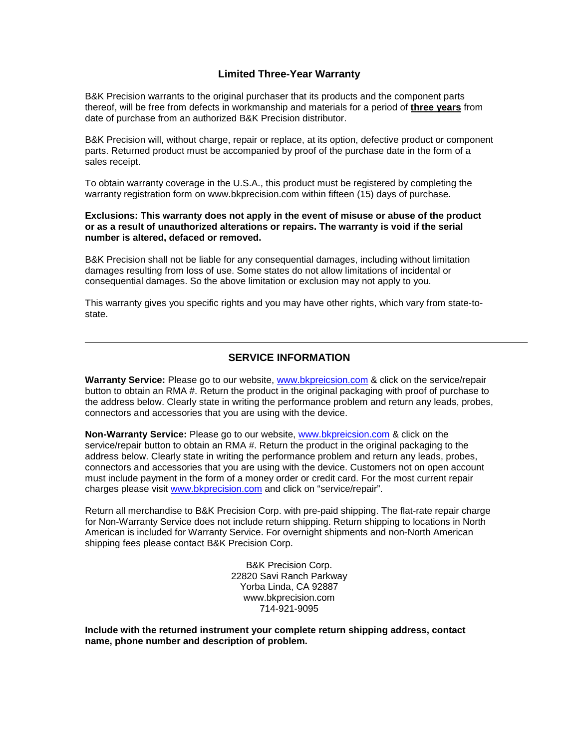## Limited Three-Year Warranty

B&K Precision warrants to the original purchaser that its products and the component parts thereof, will be free from defects in workmanship and materials for a period of **three years** from date of purchase from an authorized B&K Precision distributor.

B&K Precision will, without charge, repair or replace, at its option, defective product or component parts. Returned product must be accompanied by proof of the purchase date in the form of a sales receipt.

To obtain warranty coverage in the U.S.A., this product must be registered by completing the warranty registration form on www.bkprecision.com within fifteen (15) days of purchase.

**Exclusions: This warranty does not apply in the event of misuse or abuse of the product or as a result of unauthorized alterations or repairs. The warranty is void if the serial number is altered, defaced or removed.**

B&K Precision shall not be liable for any consequential damages, including without limitation damages resulting from loss of use. Some states do not allow limitations of incidental or consequential damages. So the above limitation or exclusion may not apply to you.

This warranty gives you specific rights and you may have other rights, which vary from state-to-state.

---

## SERVICE INFORMATION

**Warranty Service:** Please go to our website, www.bkpreicsion.com & click on the service/repair button to obtain an RMA #. Return the product in the original packaging with proof of purchase to the address below. Clearly state in writing the performance problem and return any leads, probes, connectors and accessories that you are using with the device.

**Non-Warranty Service:** Please go to our website, www.bkpreicsion.com & click on the service/repair button to obtain an RMA #. Return the product in the original packaging to the address below. Clearly state in writing the performance problem and return any leads, probes, connectors and accessories that you are using with the device. Customers not on open account must include payment in the form of a money order or credit card. For the most current repair charges please visit www.bkprecision.com and click on "service/repair".

Return all merchandise to B&K Precision Corp. with pre-paid shipping. The flat-rate repair charge for Non-Warranty Service does not include return shipping. Return shipping to locations in North American is included for Warranty Service. For overnight shipments and non-North American shipping fees please contact B&K Precision Corp.

B&K Precision Corp.
22820 Savi Ranch Parkway
Yorba Linda, CA 92887
www.bkprecision.com
714-921-9095

**Include with the returned instrument your complete return shipping address, contact name, phone number and description of problem.**